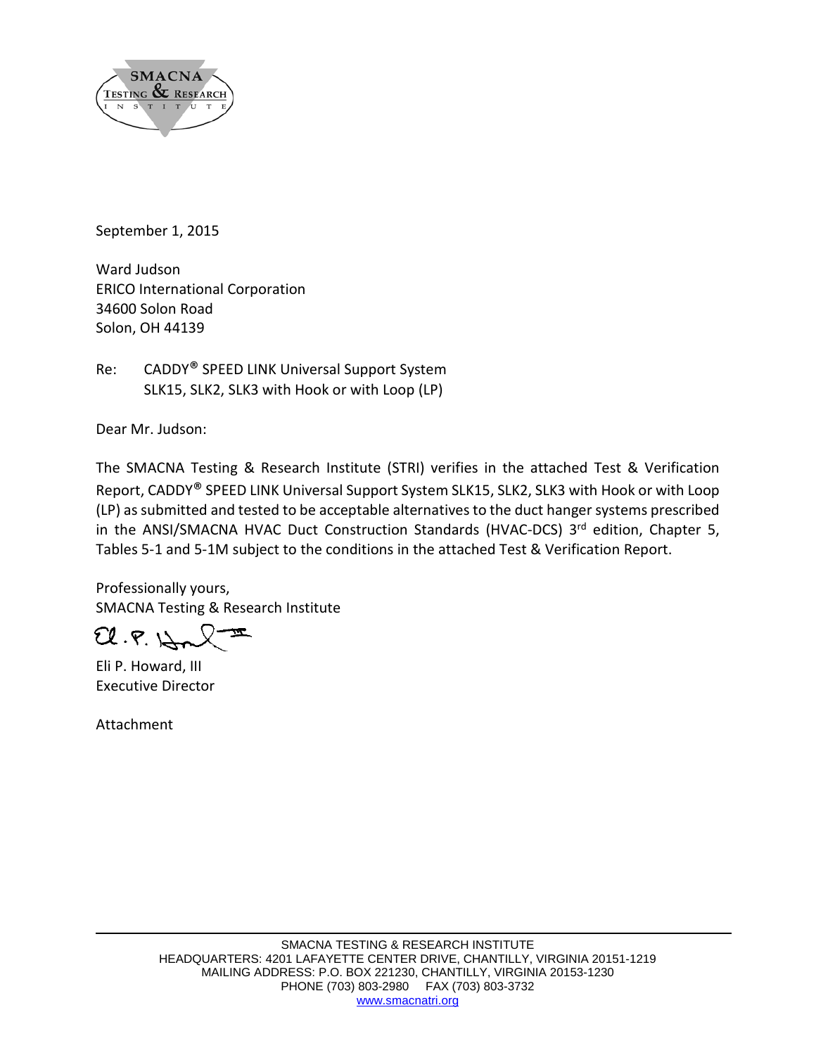SMACNA TESTING & RESEARCH INSTITUTE

September 1, 2015

Ward Judson
ERICO International Corporation
34600 Solon Road
Solon, OH 44139

Re: CADDY® SPEED LINK Universal Support System
SLK15, SLK2, SLK3 with Hook or with Loop (LP)

Dear Mr. Judson:

The SMACNA Testing & Research Institute (STRI) verifies in the attached Test & Verification Report, CADDY® SPEED LINK Universal Support System SLK15, SLK2, SLK3 with Hook or with Loop (LP) as submitted and tested to be acceptable alternatives to the duct hanger systems prescribed in the ANSI/SMACNA HVAC Duct Construction Standards (HVAC-DCS) 3rd edition, Chapter 5, Tables 5-1 and 5-1M subject to the conditions in the attached Test & Verification Report.

Professionally yours,
SMACNA Testing & Research Institute

Eli P. Howard, III
Executive Director

Attachment

SMACNA TESTING & RESEARCH INSTITUTE
HEADQUARTERS: 4201 LAFAYETTE CENTER DRIVE, CHANTILLY, VIRGINIA 20151-1219
MAILING ADDRESS: P.O. BOX 221230, CHANTILLY, VIRGINIA 20153-1230
PHONE (703) 803-2980 FAX (703) 803-3732
www.smacnatri.org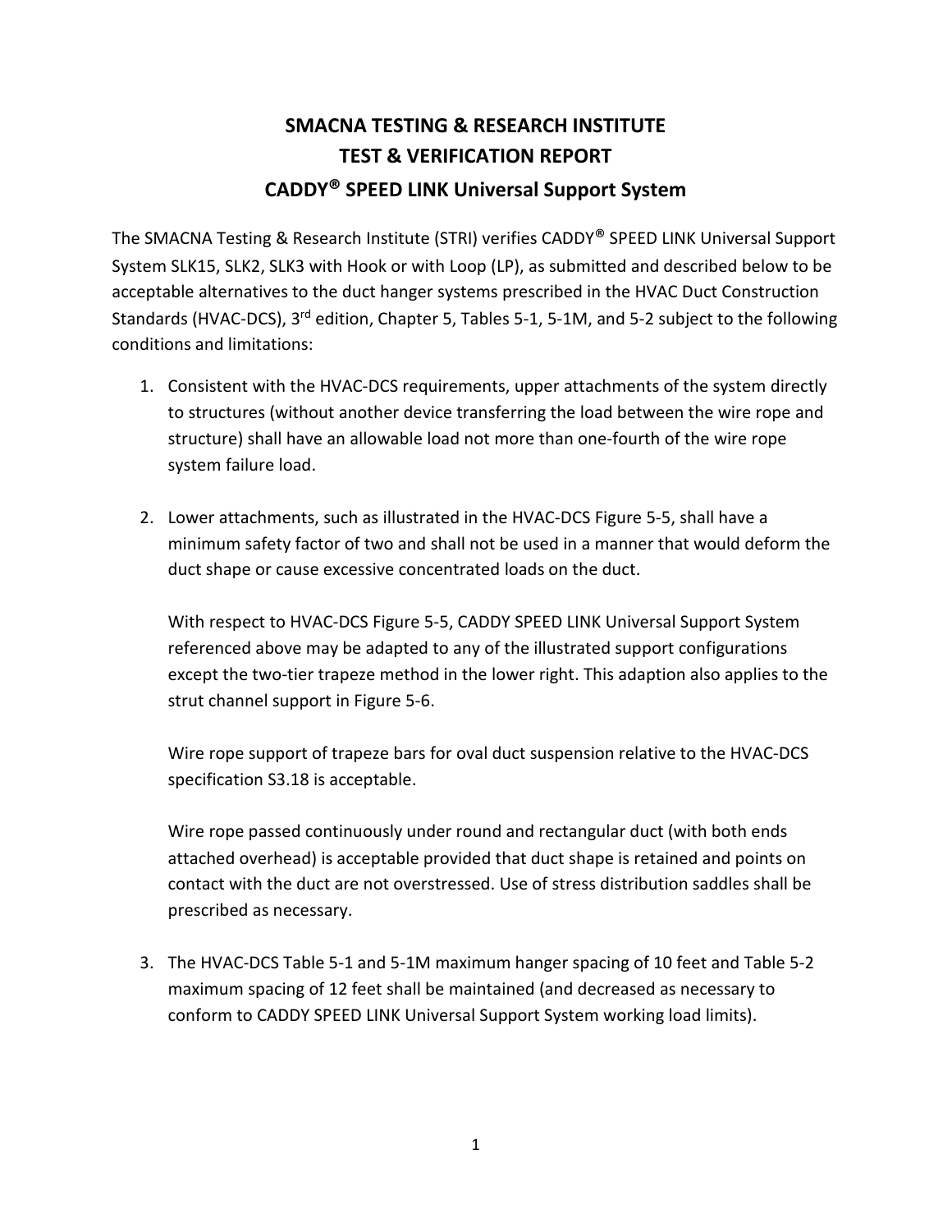# SMACNA TESTING & RESEARCH INSTITUTE
## TEST & VERIFICATION REPORT
## CADDY® SPEED LINK Universal Support System

The SMACNA Testing & Research Institute (STRI) verifies CADDY® SPEED LINK Universal Support System SLK15, SLK2, SLK3 with Hook or with Loop (LP), as submitted and described below to be acceptable alternatives to the duct hanger systems prescribed in the HVAC Duct Construction Standards (HVAC-DCS), 3rd edition, Chapter 5, Tables 5-1, 5-1M, and 5-2 subject to the following conditions and limitations:

1. Consistent with the HVAC-DCS requirements, upper attachments of the system directly to structures (without another device transferring the load between the wire rope and structure) shall have an allowable load not more than one-fourth of the wire rope system failure load.

2. Lower attachments, such as illustrated in the HVAC-DCS Figure 5-5, shall have a minimum safety factor of two and shall not be used in a manner that would deform the duct shape or cause excessive concentrated loads on the duct.

   With respect to HVAC-DCS Figure 5-5, CADDY SPEED LINK Universal Support System referenced above may be adapted to any of the illustrated support configurations except the two-tier trapeze method in the lower right. This adaption also applies to the strut channel support in Figure 5-6.

   Wire rope support of trapeze bars for oval duct suspension relative to the HVAC-DCS specification S3.18 is acceptable.

   Wire rope passed continuously under round and rectangular duct (with both ends attached overhead) is acceptable provided that duct shape is retained and points on contact with the duct are not overstressed. Use of stress distribution saddles shall be prescribed as necessary.

3. The HVAC-DCS Table 5-1 and 5-1M maximum hanger spacing of 10 feet and Table 5-2 maximum spacing of 12 feet shall be maintained (and decreased as necessary to conform to CADDY SPEED LINK Universal Support System working load limits).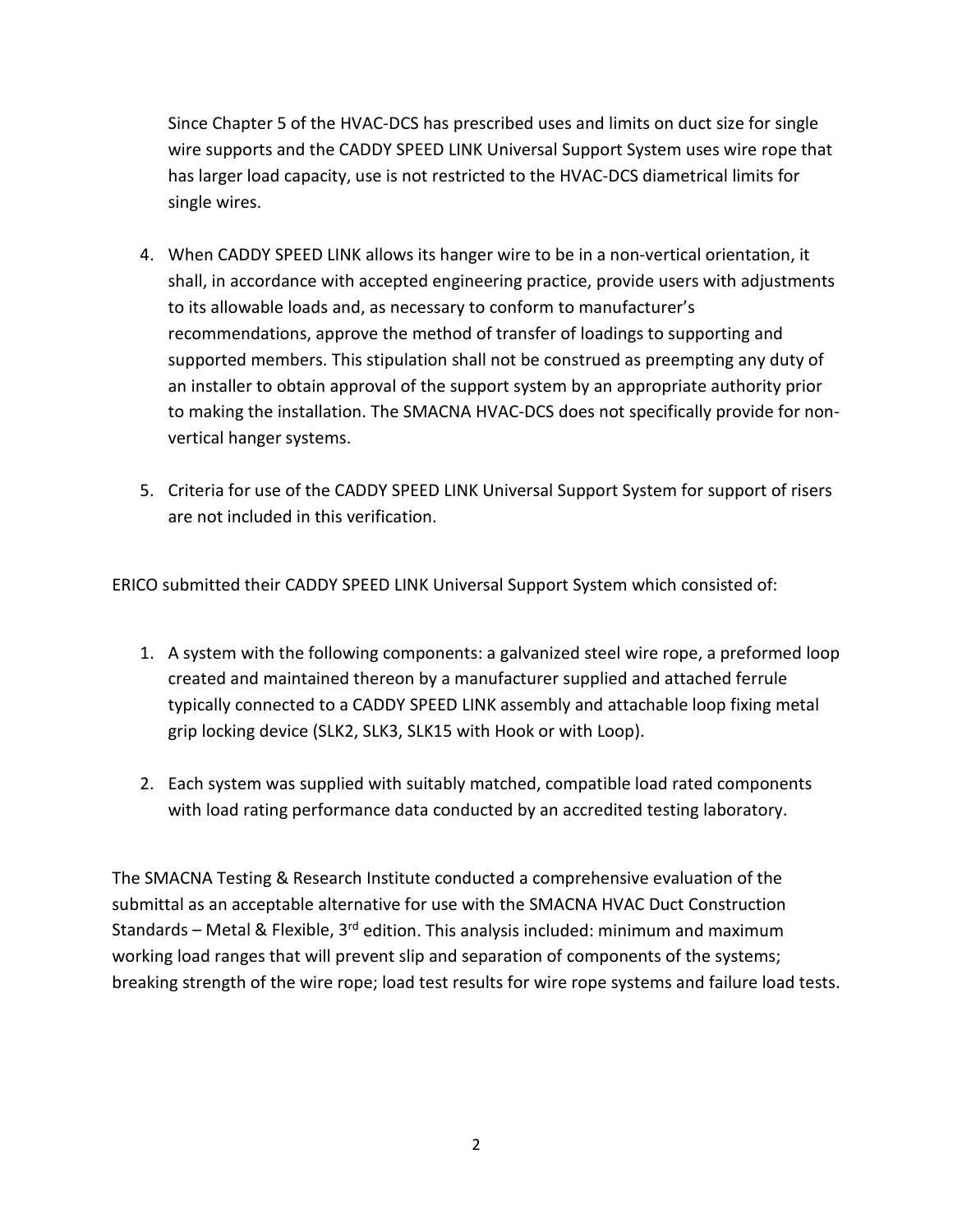Since Chapter 5 of the HVAC-DCS has prescribed uses and limits on duct size for single wire supports and the CADDY SPEED LINK Universal Support System uses wire rope that has larger load capacity, use is not restricted to the HVAC-DCS diametrical limits for single wires.

4. When CADDY SPEED LINK allows its hanger wire to be in a non-vertical orientation, it shall, in accordance with accepted engineering practice, provide users with adjustments to its allowable loads and, as necessary to conform to manufacturer's recommendations, approve the method of transfer of loadings to supporting and supported members. This stipulation shall not be construed as preempting any duty of an installer to obtain approval of the support system by an appropriate authority prior to making the installation. The SMACNA HVAC-DCS does not specifically provide for non-vertical hanger systems.

5. Criteria for use of the CADDY SPEED LINK Universal Support System for support of risers are not included in this verification.

ERICO submitted their CADDY SPEED LINK Universal Support System which consisted of:

1. A system with the following components: a galvanized steel wire rope, a preformed loop created and maintained thereon by a manufacturer supplied and attached ferrule typically connected to a CADDY SPEED LINK assembly and attachable loop fixing metal grip locking device (SLK2, SLK3, SLK15 with Hook or with Loop).

2. Each system was supplied with suitably matched, compatible load rated components with load rating performance data conducted by an accredited testing laboratory.

The SMACNA Testing & Research Institute conducted a comprehensive evaluation of the submittal as an acceptable alternative for use with the SMACNA HVAC Duct Construction Standards – Metal & Flexible, 3rd edition. This analysis included: minimum and maximum working load ranges that will prevent slip and separation of components of the systems; breaking strength of the wire rope; load test results for wire rope systems and failure load tests.